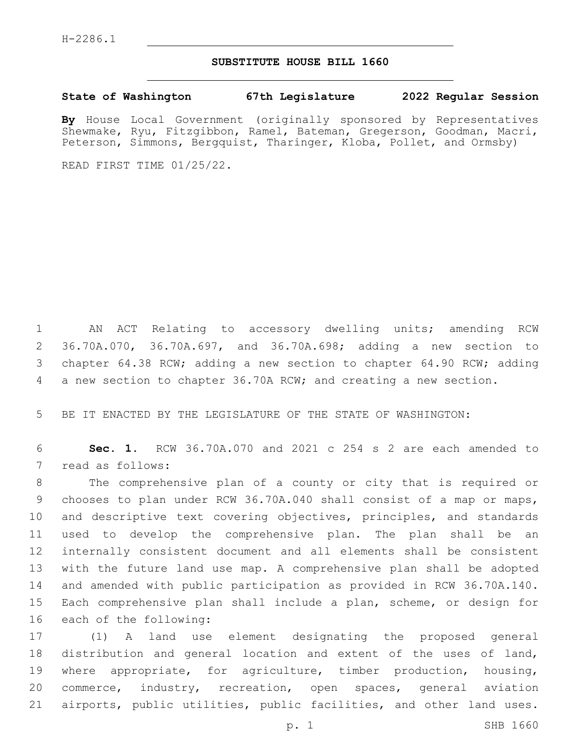H-2286.1

# SUBSTITUTE HOUSE BILL 1660

**State of Washington 67th Legislature 2022 Regular Session**

**By** House Local Government (originally sponsored by Representatives Shewmake, Ryu, Fitzgibbon, Ramel, Bateman, Gregerson, Goodman, Macri, Peterson, Simmons, Bergquist, Tharinger, Kloba, Pollet, and Ormsby)

READ FIRST TIME 01/25/22.

AN ACT Relating to accessory dwelling units; amending RCW 36.70A.070, 36.70A.697, and 36.70A.698; adding a new section to chapter 64.38 RCW; adding a new section to chapter 64.90 RCW; adding a new section to chapter 36.70A RCW; and creating a new section.

BE IT ENACTED BY THE LEGISLATURE OF THE STATE OF WASHINGTON:

**Sec. 1.** RCW 36.70A.070 and 2021 c 254 s 2 are each amended to read as follows:

The comprehensive plan of a county or city that is required or chooses to plan under RCW 36.70A.040 shall consist of a map or maps, and descriptive text covering objectives, principles, and standards used to develop the comprehensive plan. The plan shall be an internally consistent document and all elements shall be consistent with the future land use map. A comprehensive plan shall be adopted and amended with public participation as provided in RCW 36.70A.140. Each comprehensive plan shall include a plan, scheme, or design for each of the following:

(1) A land use element designating the proposed general distribution and general location and extent of the uses of land, where appropriate, for agriculture, timber production, housing, commerce, industry, recreation, open spaces, general aviation airports, public utilities, public facilities, and other land uses.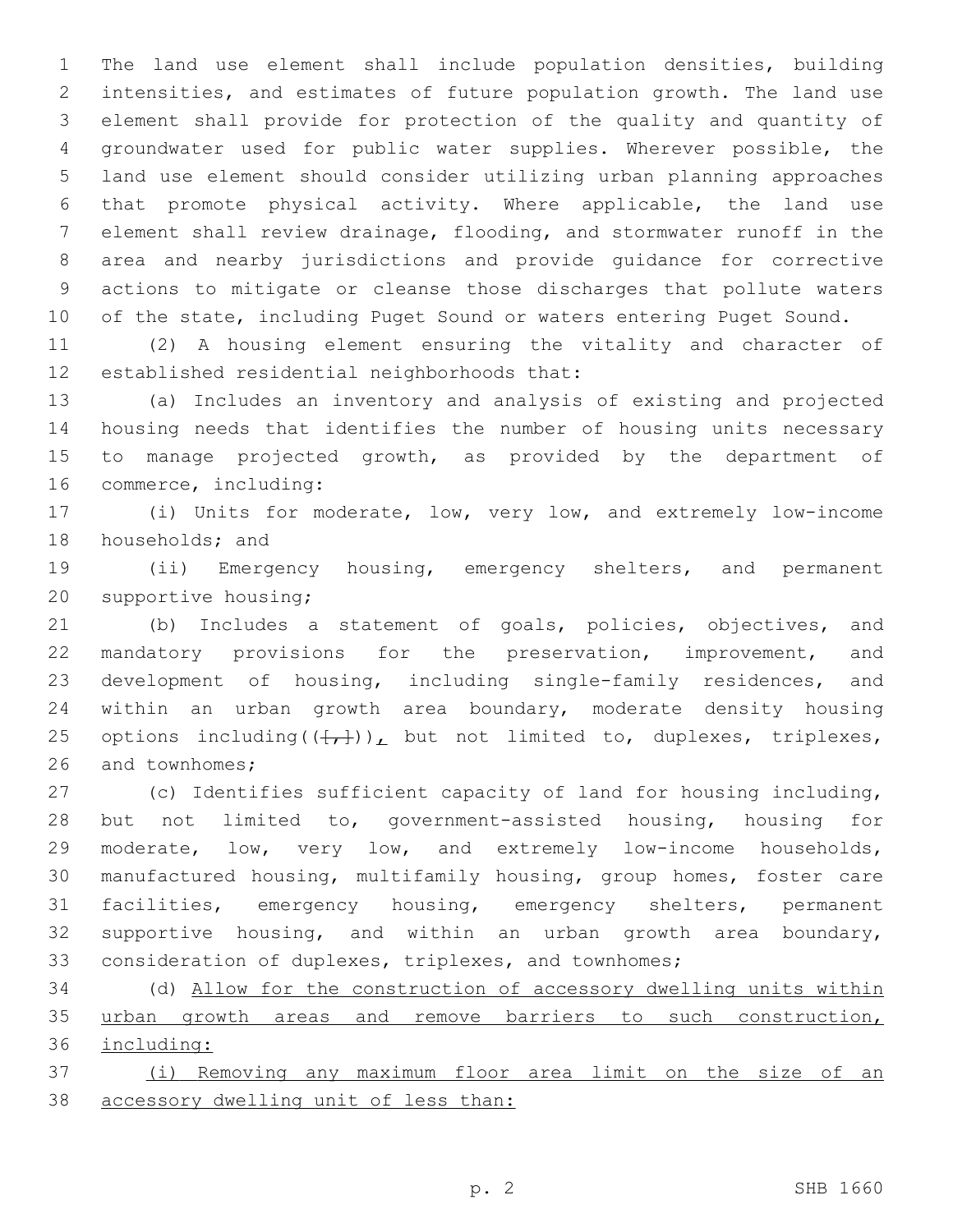The land use element shall include population densities, building intensities, and estimates of future population growth. The land use element shall provide for protection of the quality and quantity of groundwater used for public water supplies. Wherever possible, the land use element should consider utilizing urban planning approaches that promote physical activity. Where applicable, the land use element shall review drainage, flooding, and stormwater runoff in the area and nearby jurisdictions and provide guidance for corrective actions to mitigate or cleanse those discharges that pollute waters of the state, including Puget Sound or waters entering Puget Sound.

(2) A housing element ensuring the vitality and character of established residential neighborhoods that:

(a) Includes an inventory and analysis of existing and projected housing needs that identifies the number of housing units necessary to manage projected growth, as provided by the department of commerce, including:

(i) Units for moderate, low, very low, and extremely low-income households; and

(ii) Emergency housing, emergency shelters, and permanent supportive housing;

(b) Includes a statement of goals, policies, objectives, and mandatory provisions for the preservation, improvement, and development of housing, including single-family residences, and within an urban growth area boundary, moderate density housing options including((~~[,]~~)), but not limited to, duplexes, triplexes, and townhomes;

(c) Identifies sufficient capacity of land for housing including, but not limited to, government-assisted housing, housing for moderate, low, very low, and extremely low-income households, manufactured housing, multifamily housing, group homes, foster care facilities, emergency housing, emergency shelters, permanent supportive housing, and within an urban growth area boundary, consideration of duplexes, triplexes, and townhomes;

(d) <u>Allow for the construction of accessory dwelling units within urban growth areas and remove barriers to such construction, including:</u>

<u>(i) Removing any maximum floor area limit on the size of an accessory dwelling unit of less than:</u>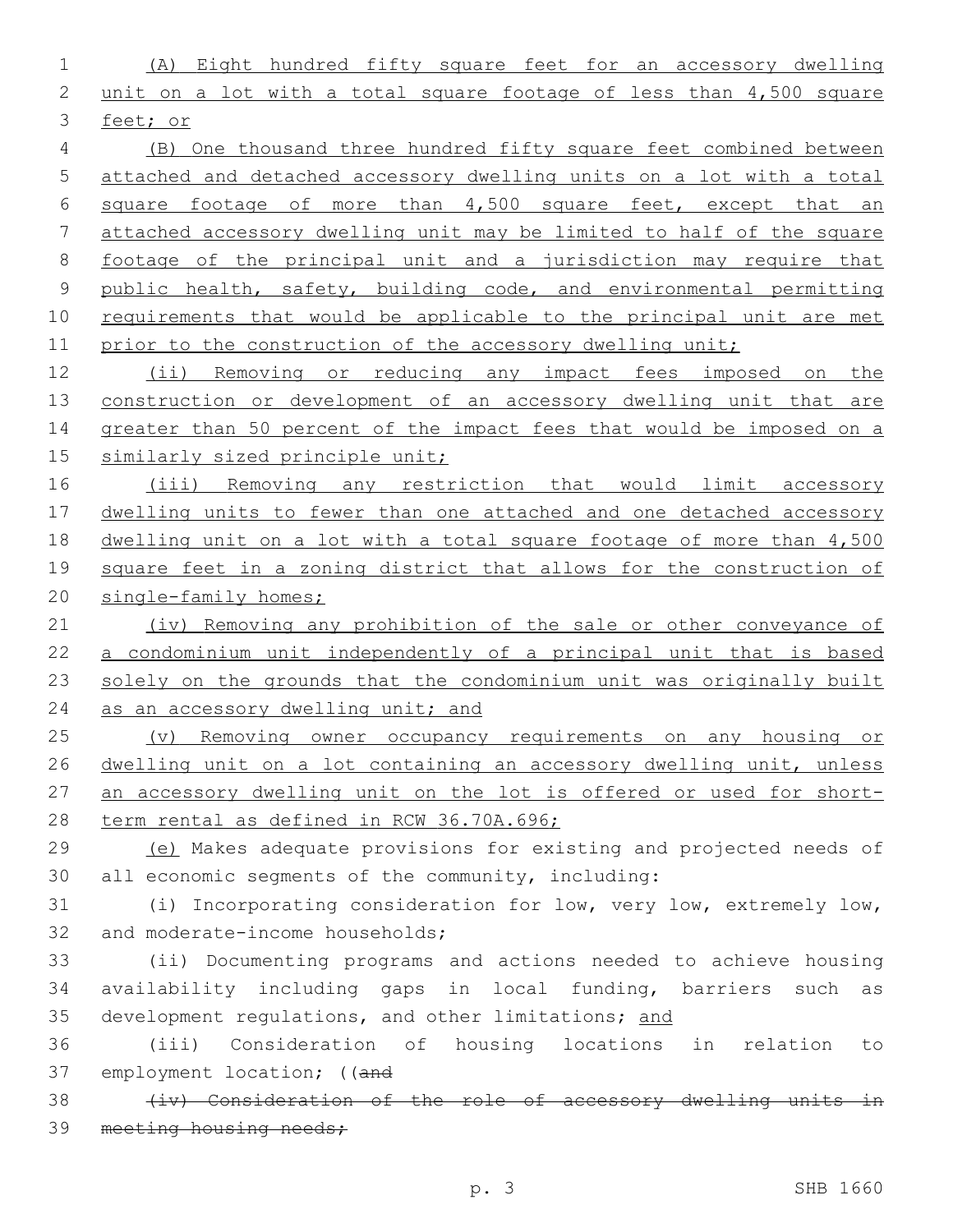(A) Eight hundred fifty square feet for an accessory dwelling unit on a lot with a total square footage of less than 4,500 square feet; or

(B) One thousand three hundred fifty square feet combined between attached and detached accessory dwelling units on a lot with a total square footage of more than 4,500 square feet, except that an attached accessory dwelling unit may be limited to half of the square footage of the principal unit and a jurisdiction may require that public health, safety, building code, and environmental permitting requirements that would be applicable to the principal unit are met prior to the construction of the accessory dwelling unit;

(ii) Removing or reducing any impact fees imposed on the construction or development of an accessory dwelling unit that are greater than 50 percent of the impact fees that would be imposed on a similarly sized principle unit;

(iii) Removing any restriction that would limit accessory dwelling units to fewer than one attached and one detached accessory dwelling unit on a lot with a total square footage of more than 4,500 square feet in a zoning district that allows for the construction of single-family homes;

(iv) Removing any prohibition of the sale or other conveyance of a condominium unit independently of a principal unit that is based solely on the grounds that the condominium unit was originally built as an accessory dwelling unit; and

(v) Removing owner occupancy requirements on any housing or dwelling unit on a lot containing an accessory dwelling unit, unless an accessory dwelling unit on the lot is offered or used for short-term rental as defined in RCW 36.70A.696;

(e) Makes adequate provisions for existing and projected needs of all economic segments of the community, including:

(i) Incorporating consideration for low, very low, extremely low, and moderate-income households;

(ii) Documenting programs and actions needed to achieve housing availability including gaps in local funding, barriers such as development regulations, and other limitations; and

(iii) Consideration of housing locations in relation to employment location; ((~~and~~

~~(iv) Consideration of the role of accessory dwelling units in meeting housing needs;~~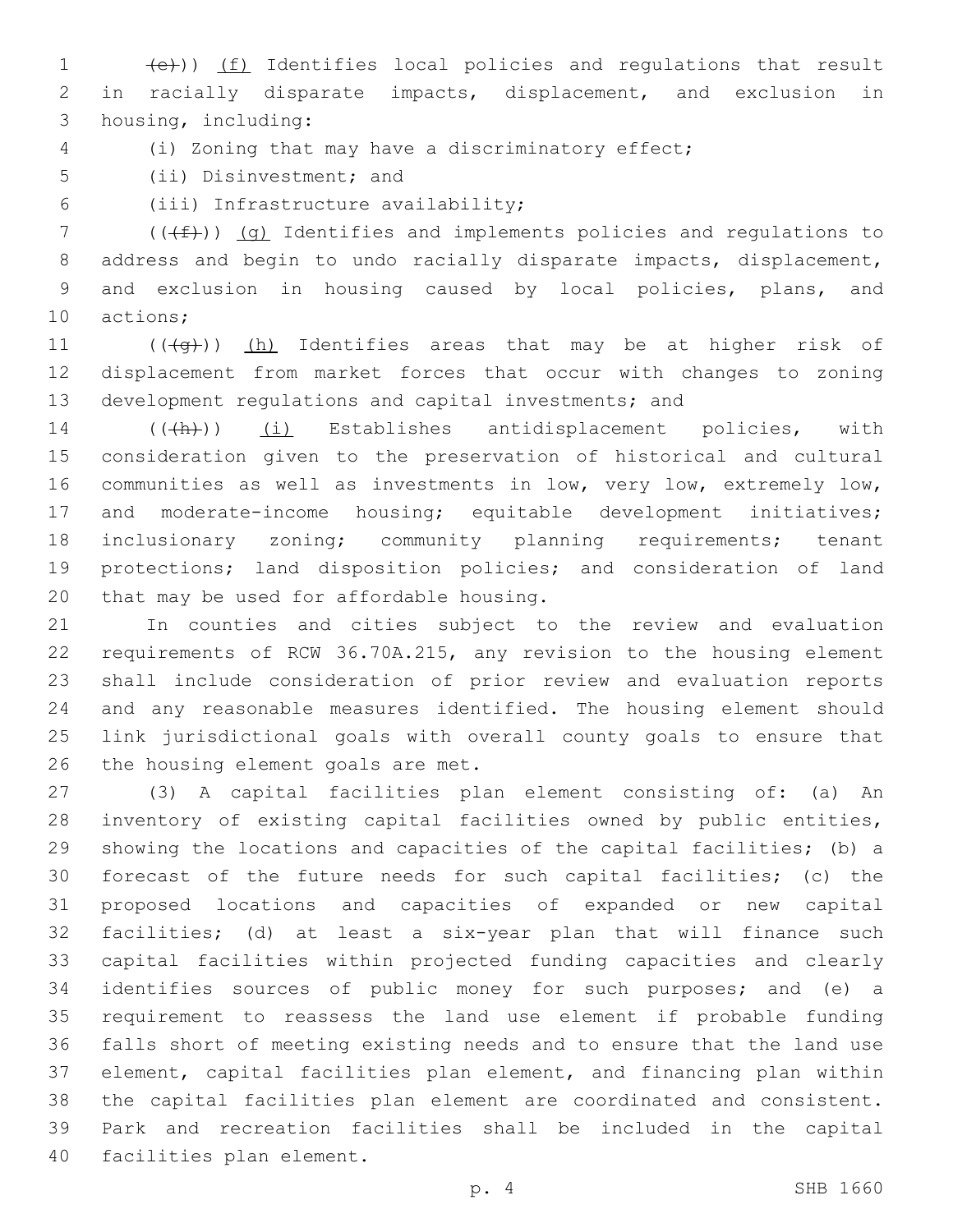~~(e)~~)) <u>(f)</u> Identifies local policies and regulations that result in racially disparate impacts, displacement, and exclusion in housing, including:

(i) Zoning that may have a discriminatory effect;

(ii) Disinvestment; and

(iii) Infrastructure availability;

((~~(f)~~)) <u>(g)</u> Identifies and implements policies and regulations to address and begin to undo racially disparate impacts, displacement, and exclusion in housing caused by local policies, plans, and actions;

((~~(g)~~)) <u>(h)</u> Identifies areas that may be at higher risk of displacement from market forces that occur with changes to zoning development regulations and capital investments; and

((~~(h)~~)) <u>(i)</u> Establishes antidisplacement policies, with consideration given to the preservation of historical and cultural communities as well as investments in low, very low, extremely low, and moderate-income housing; equitable development initiatives; inclusionary zoning; community planning requirements; tenant protections; land disposition policies; and consideration of land that may be used for affordable housing.

In counties and cities subject to the review and evaluation requirements of RCW 36.70A.215, any revision to the housing element shall include consideration of prior review and evaluation reports and any reasonable measures identified. The housing element should link jurisdictional goals with overall county goals to ensure that the housing element goals are met.

(3) A capital facilities plan element consisting of: (a) An inventory of existing capital facilities owned by public entities, showing the locations and capacities of the capital facilities; (b) a forecast of the future needs for such capital facilities; (c) the proposed locations and capacities of expanded or new capital facilities; (d) at least a six-year plan that will finance such capital facilities within projected funding capacities and clearly identifies sources of public money for such purposes; and (e) a requirement to reassess the land use element if probable funding falls short of meeting existing needs and to ensure that the land use element, capital facilities plan element, and financing plan within the capital facilities plan element are coordinated and consistent. Park and recreation facilities shall be included in the capital facilities plan element.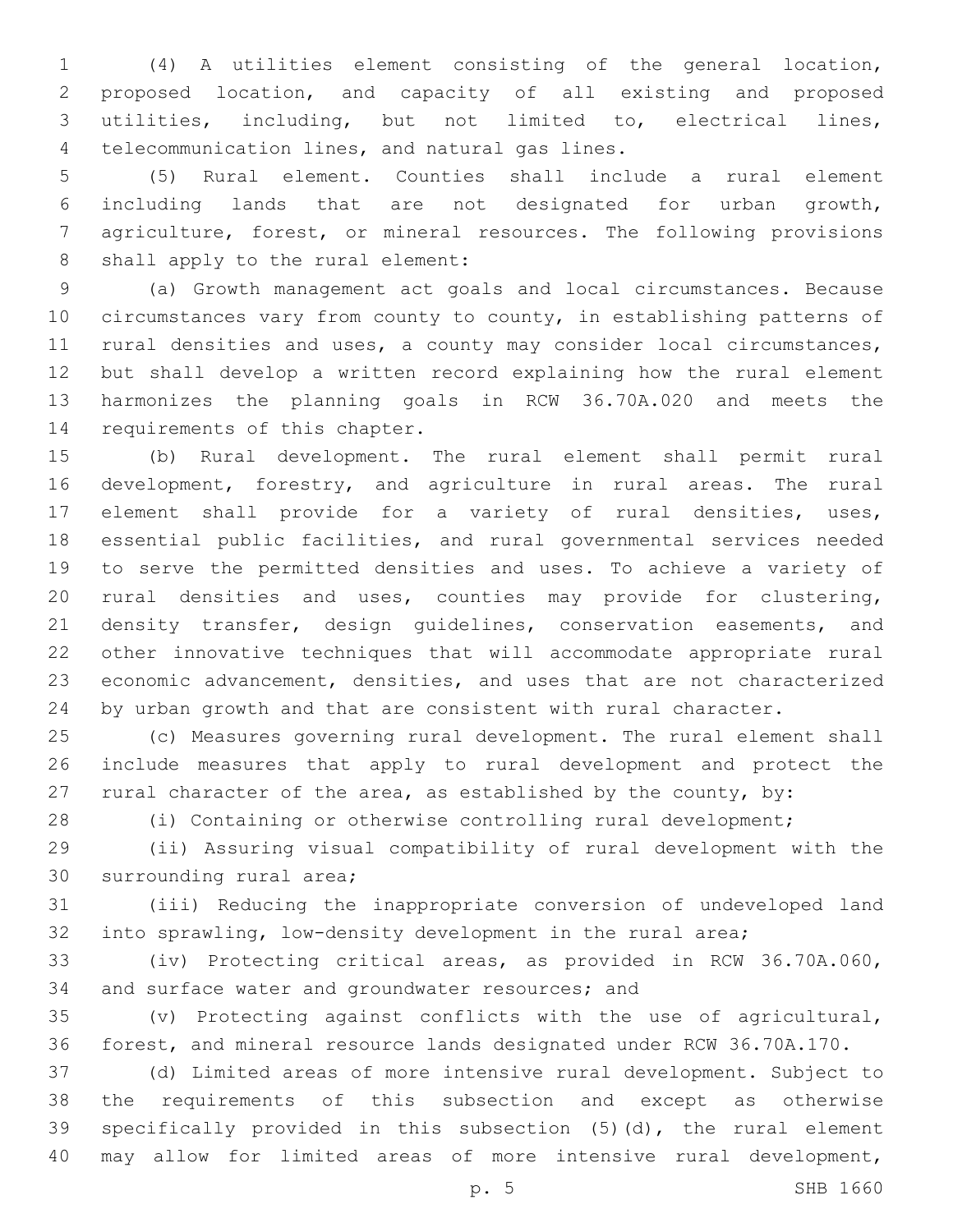(4) A utilities element consisting of the general location, proposed location, and capacity of all existing and proposed utilities, including, but not limited to, electrical lines, telecommunication lines, and natural gas lines.

(5) Rural element. Counties shall include a rural element including lands that are not designated for urban growth, agriculture, forest, or mineral resources. The following provisions shall apply to the rural element:

(a) Growth management act goals and local circumstances. Because circumstances vary from county to county, in establishing patterns of rural densities and uses, a county may consider local circumstances, but shall develop a written record explaining how the rural element harmonizes the planning goals in RCW 36.70A.020 and meets the requirements of this chapter.

(b) Rural development. The rural element shall permit rural development, forestry, and agriculture in rural areas. The rural element shall provide for a variety of rural densities, uses, essential public facilities, and rural governmental services needed to serve the permitted densities and uses. To achieve a variety of rural densities and uses, counties may provide for clustering, density transfer, design guidelines, conservation easements, and other innovative techniques that will accommodate appropriate rural economic advancement, densities, and uses that are not characterized by urban growth and that are consistent with rural character.

(c) Measures governing rural development. The rural element shall include measures that apply to rural development and protect the rural character of the area, as established by the county, by:

(i) Containing or otherwise controlling rural development;

(ii) Assuring visual compatibility of rural development with the surrounding rural area;

(iii) Reducing the inappropriate conversion of undeveloped land into sprawling, low-density development in the rural area;

(iv) Protecting critical areas, as provided in RCW 36.70A.060, and surface water and groundwater resources; and

(v) Protecting against conflicts with the use of agricultural, forest, and mineral resource lands designated under RCW 36.70A.170.

(d) Limited areas of more intensive rural development. Subject to the requirements of this subsection and except as otherwise specifically provided in this subsection (5)(d), the rural element may allow for limited areas of more intensive rural development,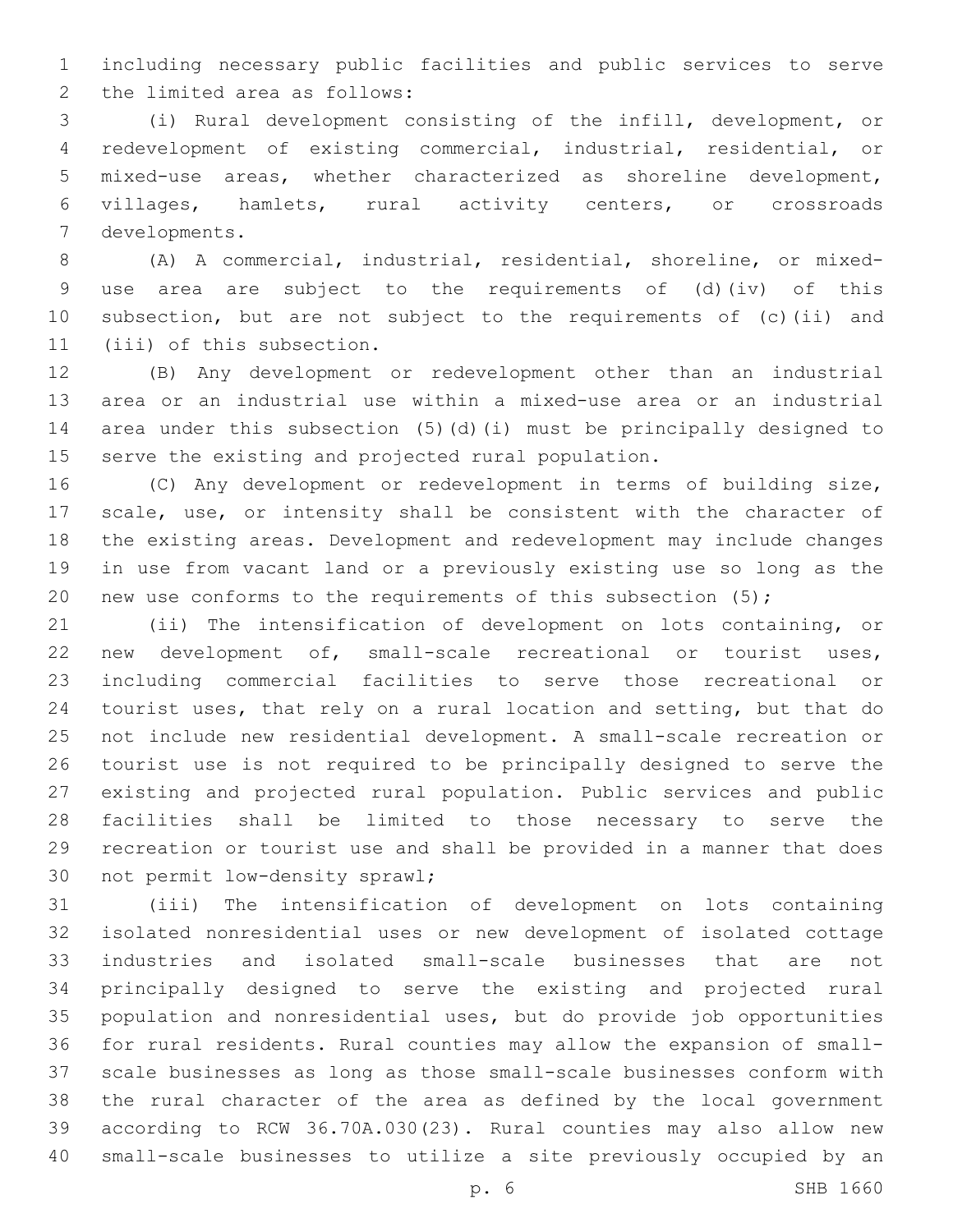including necessary public facilities and public services to serve the limited area as follows:

(i) Rural development consisting of the infill, development, or redevelopment of existing commercial, industrial, residential, or mixed-use areas, whether characterized as shoreline development, villages, hamlets, rural activity centers, or crossroads developments.

(A) A commercial, industrial, residential, shoreline, or mixed-use area are subject to the requirements of (d)(iv) of this subsection, but are not subject to the requirements of (c)(ii) and (iii) of this subsection.

(B) Any development or redevelopment other than an industrial area or an industrial use within a mixed-use area or an industrial area under this subsection (5)(d)(i) must be principally designed to serve the existing and projected rural population.

(C) Any development or redevelopment in terms of building size, scale, use, or intensity shall be consistent with the character of the existing areas. Development and redevelopment may include changes in use from vacant land or a previously existing use so long as the new use conforms to the requirements of this subsection (5);

(ii) The intensification of development on lots containing, or new development of, small-scale recreational or tourist uses, including commercial facilities to serve those recreational or tourist uses, that rely on a rural location and setting, but that do not include new residential development. A small-scale recreation or tourist use is not required to be principally designed to serve the existing and projected rural population. Public services and public facilities shall be limited to those necessary to serve the recreation or tourist use and shall be provided in a manner that does not permit low-density sprawl;

(iii) The intensification of development on lots containing isolated nonresidential uses or new development of isolated cottage industries and isolated small-scale businesses that are not principally designed to serve the existing and projected rural population and nonresidential uses, but do provide job opportunities for rural residents. Rural counties may allow the expansion of small-scale businesses as long as those small-scale businesses conform with the rural character of the area as defined by the local government according to RCW 36.70A.030(23). Rural counties may also allow new small-scale businesses to utilize a site previously occupied by an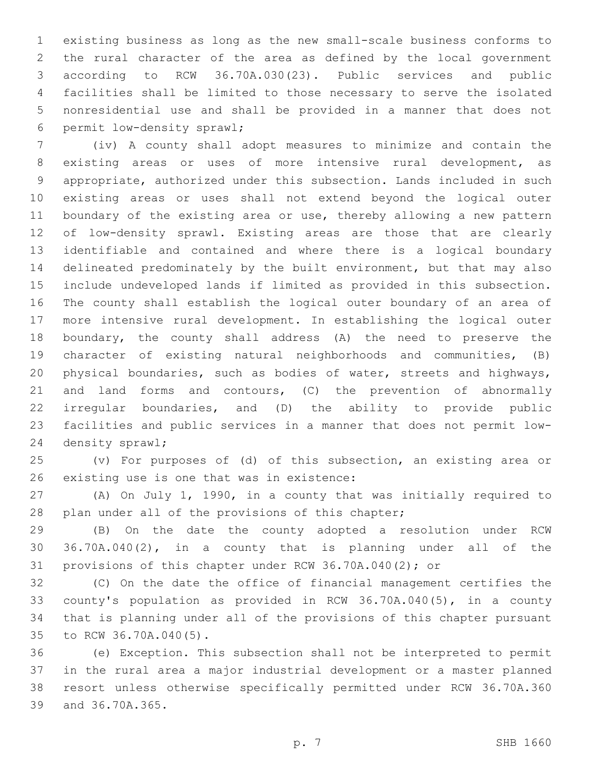existing business as long as the new small-scale business conforms to the rural character of the area as defined by the local government according to RCW 36.70A.030(23). Public services and public facilities shall be limited to those necessary to serve the isolated nonresidential use and shall be provided in a manner that does not permit low-density sprawl;

(iv) A county shall adopt measures to minimize and contain the existing areas or uses of more intensive rural development, as appropriate, authorized under this subsection. Lands included in such existing areas or uses shall not extend beyond the logical outer boundary of the existing area or use, thereby allowing a new pattern of low-density sprawl. Existing areas are those that are clearly identifiable and contained and where there is a logical boundary delineated predominately by the built environment, but that may also include undeveloped lands if limited as provided in this subsection. The county shall establish the logical outer boundary of an area of more intensive rural development. In establishing the logical outer boundary, the county shall address (A) the need to preserve the character of existing natural neighborhoods and communities, (B) physical boundaries, such as bodies of water, streets and highways, and land forms and contours, (C) the prevention of abnormally irregular boundaries, and (D) the ability to provide public facilities and public services in a manner that does not permit low-density sprawl;

(v) For purposes of (d) of this subsection, an existing area or existing use is one that was in existence:

(A) On July 1, 1990, in a county that was initially required to plan under all of the provisions of this chapter;

(B) On the date the county adopted a resolution under RCW 36.70A.040(2), in a county that is planning under all of the provisions of this chapter under RCW 36.70A.040(2); or

(C) On the date the office of financial management certifies the county's population as provided in RCW 36.70A.040(5), in a county that is planning under all of the provisions of this chapter pursuant to RCW 36.70A.040(5).

(e) Exception. This subsection shall not be interpreted to permit in the rural area a major industrial development or a master planned resort unless otherwise specifically permitted under RCW 36.70A.360 and 36.70A.365.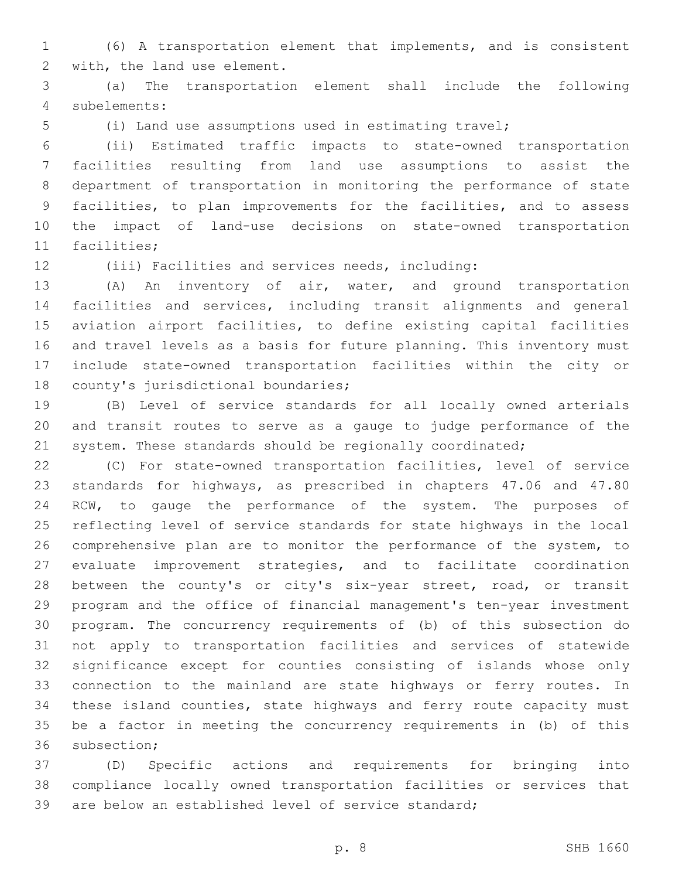(6) A transportation element that implements, and is consistent with, the land use element.

(a) The transportation element shall include the following subelements:

(i) Land use assumptions used in estimating travel;

(ii) Estimated traffic impacts to state-owned transportation facilities resulting from land use assumptions to assist the department of transportation in monitoring the performance of state facilities, to plan improvements for the facilities, and to assess the impact of land-use decisions on state-owned transportation facilities;

(iii) Facilities and services needs, including:

(A) An inventory of air, water, and ground transportation facilities and services, including transit alignments and general aviation airport facilities, to define existing capital facilities and travel levels as a basis for future planning. This inventory must include state-owned transportation facilities within the city or county's jurisdictional boundaries;

(B) Level of service standards for all locally owned arterials and transit routes to serve as a gauge to judge performance of the system. These standards should be regionally coordinated;

(C) For state-owned transportation facilities, level of service standards for highways, as prescribed in chapters 47.06 and 47.80 RCW, to gauge the performance of the system. The purposes of reflecting level of service standards for state highways in the local comprehensive plan are to monitor the performance of the system, to evaluate improvement strategies, and to facilitate coordination between the county's or city's six-year street, road, or transit program and the office of financial management's ten-year investment program. The concurrency requirements of (b) of this subsection do not apply to transportation facilities and services of statewide significance except for counties consisting of islands whose only connection to the mainland are state highways or ferry routes. In these island counties, state highways and ferry route capacity must be a factor in meeting the concurrency requirements in (b) of this subsection;

(D) Specific actions and requirements for bringing into compliance locally owned transportation facilities or services that are below an established level of service standard;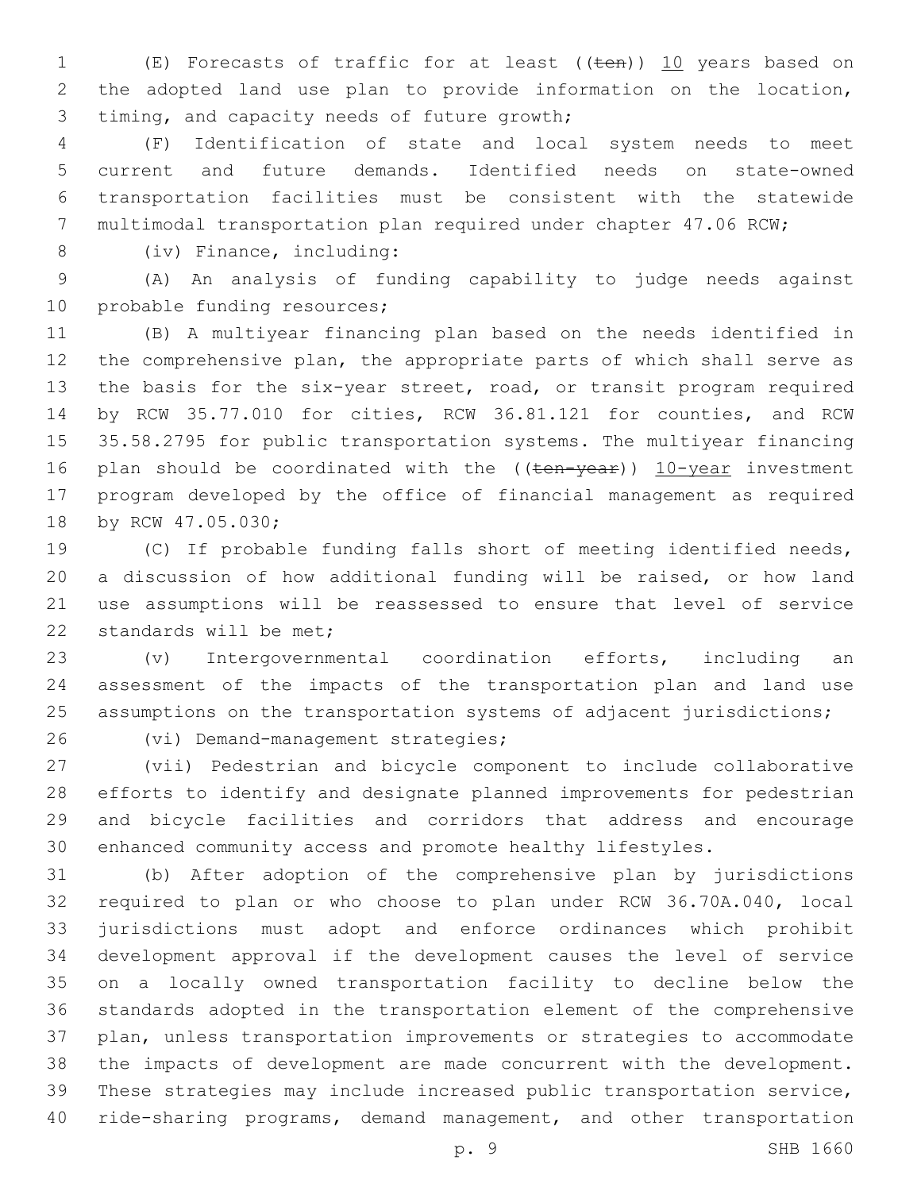(E) Forecasts of traffic for at least ((~~ten~~)) 10 years based on the adopted land use plan to provide information on the location, timing, and capacity needs of future growth;

(F) Identification of state and local system needs to meet current and future demands. Identified needs on state-owned transportation facilities must be consistent with the statewide multimodal transportation plan required under chapter 47.06 RCW;

(iv) Finance, including:

(A) An analysis of funding capability to judge needs against probable funding resources;

(B) A multiyear financing plan based on the needs identified in the comprehensive plan, the appropriate parts of which shall serve as the basis for the six-year street, road, or transit program required by RCW 35.77.010 for cities, RCW 36.81.121 for counties, and RCW 35.58.2795 for public transportation systems. The multiyear financing plan should be coordinated with the ((~~ten-year~~)) 10-year investment program developed by the office of financial management as required by RCW 47.05.030;

(C) If probable funding falls short of meeting identified needs, a discussion of how additional funding will be raised, or how land use assumptions will be reassessed to ensure that level of service standards will be met;

(v) Intergovernmental coordination efforts, including an assessment of the impacts of the transportation plan and land use assumptions on the transportation systems of adjacent jurisdictions;

(vi) Demand-management strategies;

(vii) Pedestrian and bicycle component to include collaborative efforts to identify and designate planned improvements for pedestrian and bicycle facilities and corridors that address and encourage enhanced community access and promote healthy lifestyles.

(b) After adoption of the comprehensive plan by jurisdictions required to plan or who choose to plan under RCW 36.70A.040, local jurisdictions must adopt and enforce ordinances which prohibit development approval if the development causes the level of service on a locally owned transportation facility to decline below the standards adopted in the transportation element of the comprehensive plan, unless transportation improvements or strategies to accommodate the impacts of development are made concurrent with the development. These strategies may include increased public transportation service, ride-sharing programs, demand management, and other transportation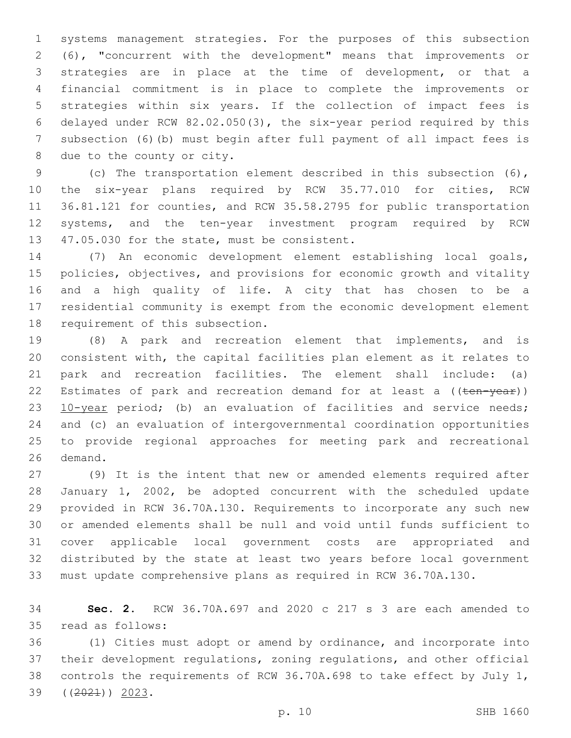systems management strategies. For the purposes of this subsection (6), "concurrent with the development" means that improvements or strategies are in place at the time of development, or that a financial commitment is in place to complete the improvements or strategies within six years. If the collection of impact fees is delayed under RCW 82.02.050(3), the six-year period required by this subsection (6)(b) must begin after full payment of all impact fees is due to the county or city.

(c) The transportation element described in this subsection (6), the six-year plans required by RCW 35.77.010 for cities, RCW 36.81.121 for counties, and RCW 35.58.2795 for public transportation systems, and the ten-year investment program required by RCW 47.05.030 for the state, must be consistent.

(7) An economic development element establishing local goals, policies, objectives, and provisions for economic growth and vitality and a high quality of life. A city that has chosen to be a residential community is exempt from the economic development element requirement of this subsection.

(8) A park and recreation element that implements, and is consistent with, the capital facilities plan element as it relates to park and recreation facilities. The element shall include: (a) Estimates of park and recreation demand for at least a ((~~ten-year~~)) <u>10-year</u> period; (b) an evaluation of facilities and service needs; and (c) an evaluation of intergovernmental coordination opportunities to provide regional approaches for meeting park and recreational demand.

(9) It is the intent that new or amended elements required after January 1, 2002, be adopted concurrent with the scheduled update provided in RCW 36.70A.130. Requirements to incorporate any such new or amended elements shall be null and void until funds sufficient to cover applicable local government costs are appropriated and distributed by the state at least two years before local government must update comprehensive plans as required in RCW 36.70A.130.

**Sec. 2.** RCW 36.70A.697 and 2020 c 217 s 3 are each amended to read as follows:

(1) Cities must adopt or amend by ordinance, and incorporate into their development regulations, zoning regulations, and other official controls the requirements of RCW 36.70A.698 to take effect by July 1, ((~~2021~~)) <u>2023</u>.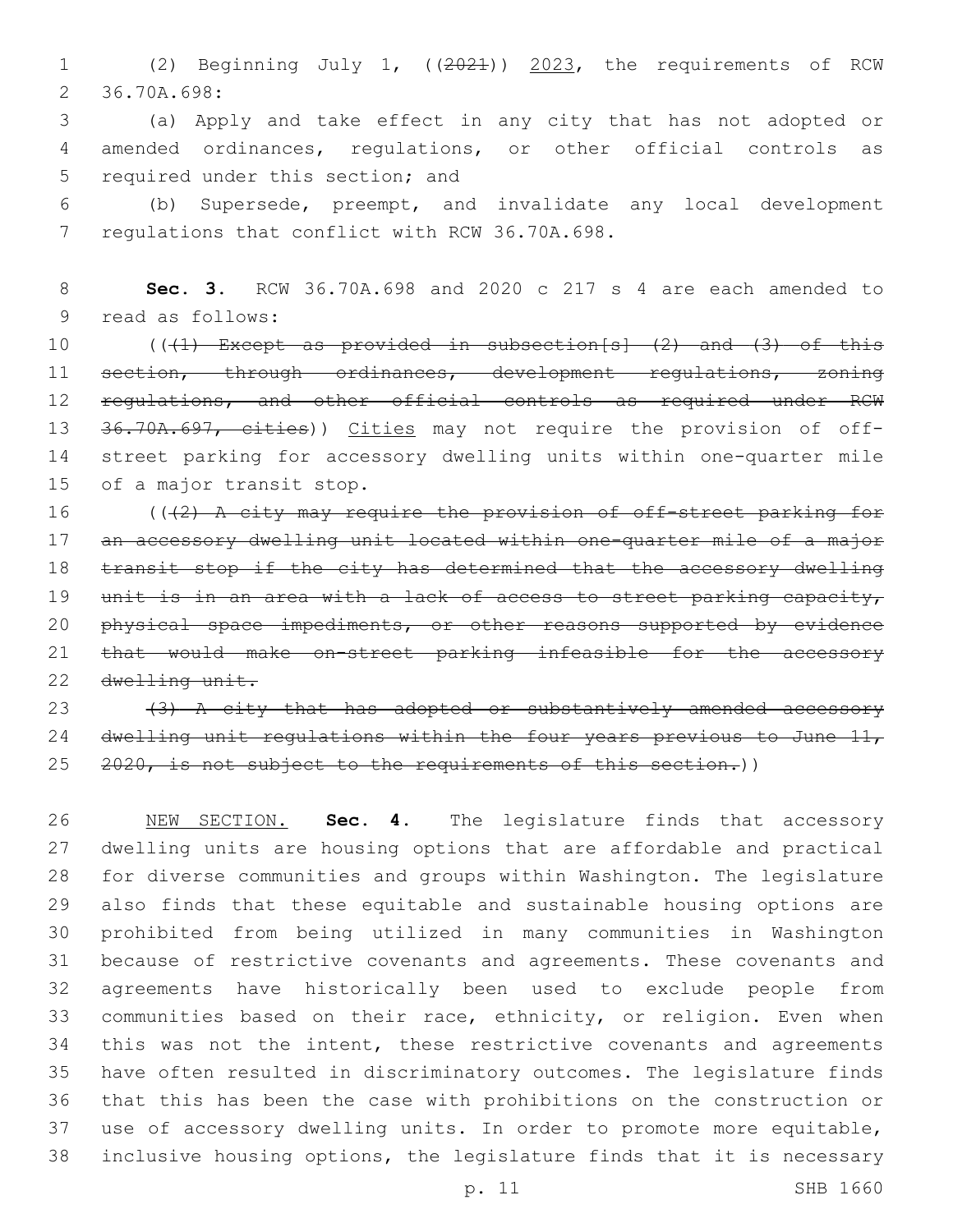(2) Beginning July 1, ((~~2021~~)) <u>2023</u>, the requirements of RCW 36.70A.698:

(a) Apply and take effect in any city that has not adopted or amended ordinances, regulations, or other official controls as required under this section; and

(b) Supersede, preempt, and invalidate any local development regulations that conflict with RCW 36.70A.698.

**Sec. 3.** RCW 36.70A.698 and 2020 c 217 s 4 are each amended to read as follows:

((~~(1) Except as provided in subsection[s] (2) and (3) of this section, through ordinances, development regulations, zoning regulations, and other official controls as required under RCW 36.70A.697, cities~~)) <u>Cities</u> may not require the provision of off-street parking for accessory dwelling units within one-quarter mile of a major transit stop.

((~~(2) A city may require the provision of off-street parking for an accessory dwelling unit located within one-quarter mile of a major transit stop if the city has determined that the accessory dwelling unit is in an area with a lack of access to street parking capacity, physical space impediments, or other reasons supported by evidence that would make on-street parking infeasible for the accessory dwelling unit.~~

~~(3) A city that has adopted or substantively amended accessory dwelling unit regulations within the four years previous to June 11, 2020, is not subject to the requirements of this section.~~))

<u>NEW SECTION.</u> **Sec. 4.** The legislature finds that accessory dwelling units are housing options that are affordable and practical for diverse communities and groups within Washington. The legislature also finds that these equitable and sustainable housing options are prohibited from being utilized in many communities in Washington because of restrictive covenants and agreements. These covenants and agreements have historically been used to exclude people from communities based on their race, ethnicity, or religion. Even when this was not the intent, these restrictive covenants and agreements have often resulted in discriminatory outcomes. The legislature finds that this has been the case with prohibitions on the construction or use of accessory dwelling units. In order to promote more equitable, inclusive housing options, the legislature finds that it is necessary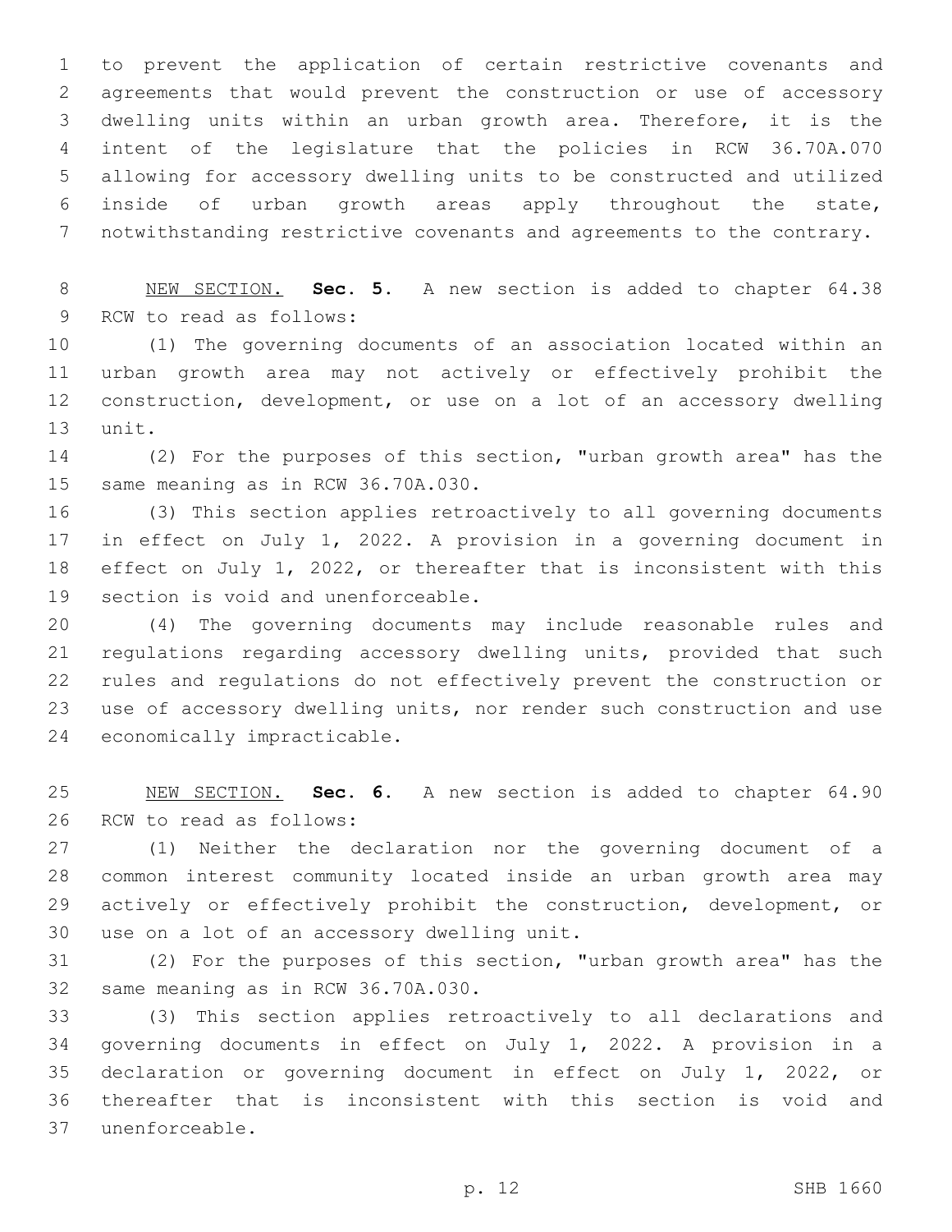to prevent the application of certain restrictive covenants and agreements that would prevent the construction or use of accessory dwelling units within an urban growth area. Therefore, it is the intent of the legislature that the policies in RCW 36.70A.070 allowing for accessory dwelling units to be constructed and utilized inside of urban growth areas apply throughout the state, notwithstanding restrictive covenants and agreements to the contrary.

NEW SECTION. **Sec. 5.** A new section is added to chapter 64.38 RCW to read as follows:

(1) The governing documents of an association located within an urban growth area may not actively or effectively prohibit the construction, development, or use on a lot of an accessory dwelling unit.

(2) For the purposes of this section, "urban growth area" has the same meaning as in RCW 36.70A.030.

(3) This section applies retroactively to all governing documents in effect on July 1, 2022. A provision in a governing document in effect on July 1, 2022, or thereafter that is inconsistent with this section is void and unenforceable.

(4) The governing documents may include reasonable rules and regulations regarding accessory dwelling units, provided that such rules and regulations do not effectively prevent the construction or use of accessory dwelling units, nor render such construction and use economically impracticable.

NEW SECTION. **Sec. 6.** A new section is added to chapter 64.90 RCW to read as follows:

(1) Neither the declaration nor the governing document of a common interest community located inside an urban growth area may actively or effectively prohibit the construction, development, or use on a lot of an accessory dwelling unit.

(2) For the purposes of this section, "urban growth area" has the same meaning as in RCW 36.70A.030.

(3) This section applies retroactively to all declarations and governing documents in effect on July 1, 2022. A provision in a declaration or governing document in effect on July 1, 2022, or thereafter that is inconsistent with this section is void and unenforceable.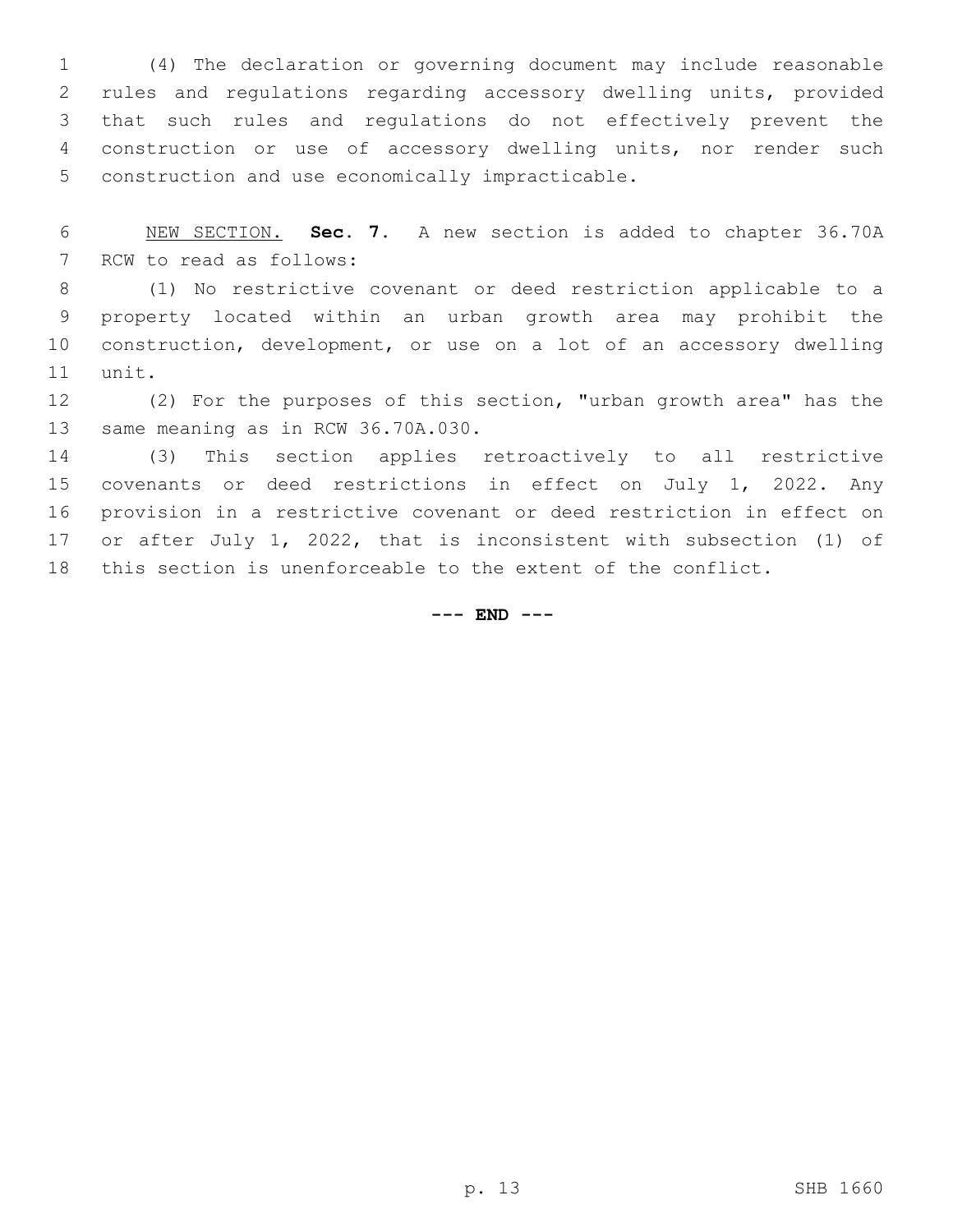(4) The declaration or governing document may include reasonable rules and regulations regarding accessory dwelling units, provided that such rules and regulations do not effectively prevent the construction or use of accessory dwelling units, nor render such construction and use economically impracticable.

NEW SECTION. **Sec. 7.** A new section is added to chapter 36.70A RCW to read as follows:

(1) No restrictive covenant or deed restriction applicable to a property located within an urban growth area may prohibit the construction, development, or use on a lot of an accessory dwelling unit.

(2) For the purposes of this section, "urban growth area" has the same meaning as in RCW 36.70A.030.

(3) This section applies retroactively to all restrictive covenants or deed restrictions in effect on July 1, 2022. Any provision in a restrictive covenant or deed restriction in effect on or after July 1, 2022, that is inconsistent with subsection (1) of this section is unenforceable to the extent of the conflict.

**--- END ---**